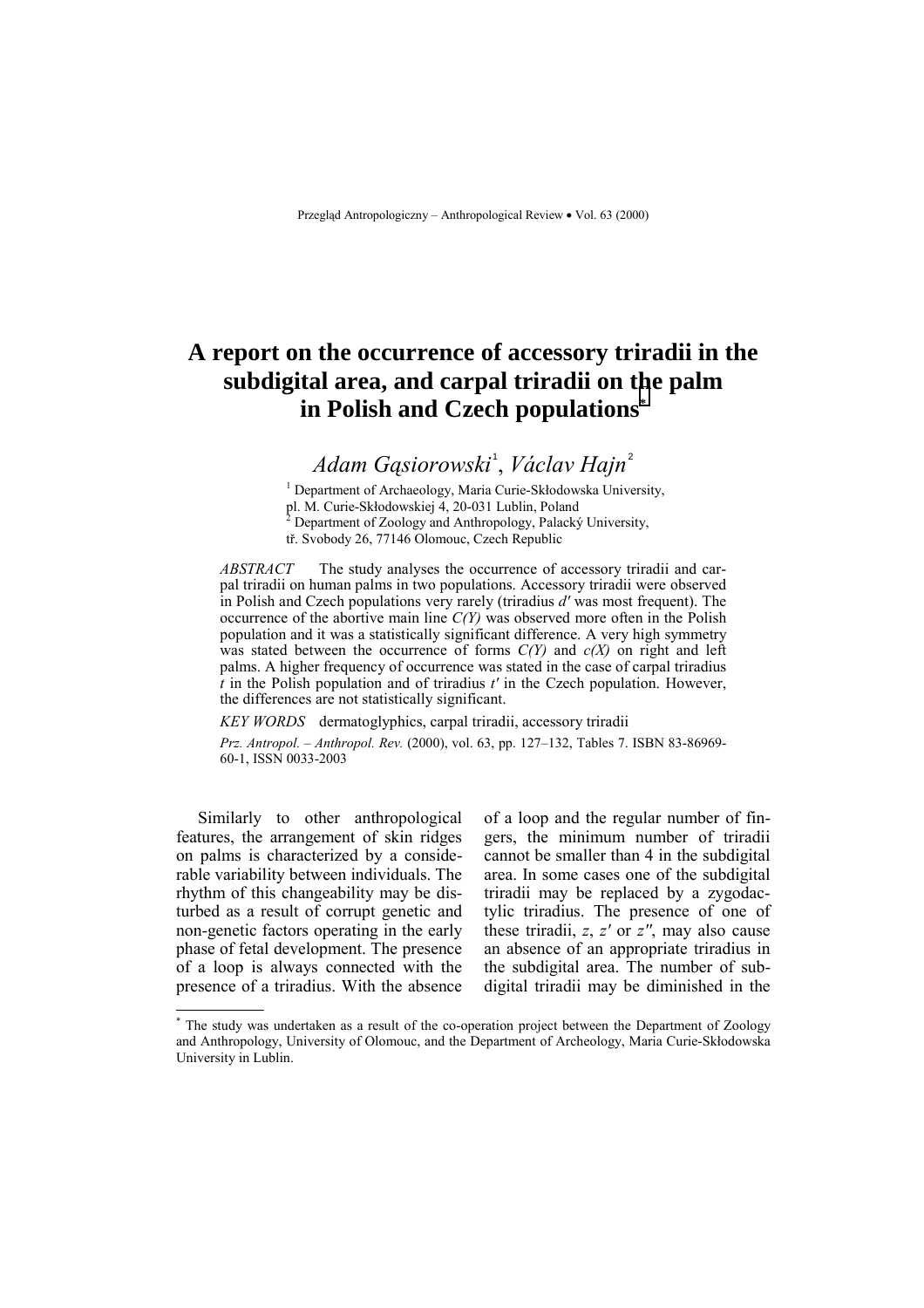# A report on the occurrence of accessory triradii in the subdigital area, and carpal triradii on the palm in Polish and Czech populations*

*Adam Gąsiorowski*[1], *Václav Hajn*[2]

[1] Department of Archaeology, Maria Curie-Skłodowska University, pl. M. Curie-Skłodowskiej 4, 20-031 Lublin, Poland
[2] Department of Zoology and Anthropology, Palacký University, tř. Svobody 26, 77146 Olomouc, Czech Republic

*ABSTRACT* The study analyses the occurrence of accessory triradii and carpal triradii on human palms in two populations. Accessory triradii were observed in Polish and Czech populations very rarely (triradius *d′* was most frequent). The occurrence of the abortive main line *C(Y)* was observed more often in the Polish population and it was a statistically significant difference. A very high symmetry was stated between the occurrence of forms *C(Y)* and *c(X)* on right and left palms. A higher frequency of occurrence was stated in the case of carpal triradius *t* in the Polish population and of triradius *t′* in the Czech population. However, the differences are not statistically significant.

*KEY WORDS* dermatoglyphics, carpal triradii, accessory triradii

*Prz. Antropol. – Anthropol. Rev.* (2000), vol. 63, pp. 127–132, Tables 7. ISBN 83-86969-60-1, ISSN 0033-2003

Similarly to other anthropological features, the arrangement of skin ridges on palms is characterized by a considerable variability between individuals. The rhythm of this changeability may be disturbed as a result of corrupt genetic and non-genetic factors operating in the early phase of fetal development. The presence of a loop is always connected with the presence of a triradius. With the absence of a loop and the regular number of fingers, the minimum number of triradii cannot be smaller than 4 in the subdigital area. In some cases one of the subdigital triradii may be replaced by a zygodactylic triradius. The presence of one of these triradii, *z*, *z′* or *z″*, may also cause an absence of an appropriate triradius in the subdigital area. The number of subdigital triradii may be diminished in the

---

* The study was undertaken as a result of the co-operation project between the Department of Zoology and Anthropology, University of Olomouc, and the Department of Archeology, Maria Curie-Skłodowska University in Lublin.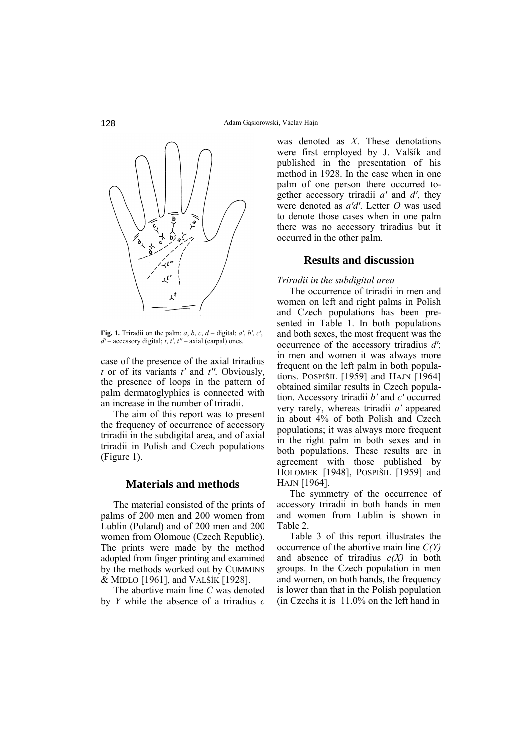**Fig. 1.** Triradii on the palm: *a*, *b*, *c*, *d* – digital; *a′*, *b′*, *c′*, *d′* – accessory digital; *t*, *t′*, *t″* – axial (carpal) ones.

case of the presence of the axial triradius *t* or of its variants *t′* and *t″*. Obviously, the presence of loops in the pattern of palm dermatoglyphics is connected with an increase in the number of triradii.

The aim of this report was to present the frequency of occurrence of accessory triradii in the subdigital area, and of axial triradii in Polish and Czech populations (Figure 1).

## Materials and methods

The material consisted of the prints of palms of 200 men and 200 women from Lublin (Poland) and of 200 men and 200 women from Olomouc (Czech Republic). The prints were made by the method adopted from finger printing and examined by the methods worked out by CUMMINS & MIDLO [1961], and VALŠÍK [1928].

The abortive main line *C* was denoted by *Y* while the absence of a triradius *c* was denoted as *X*. These denotations were first employed by J. Valšík and published in the presentation of his method in 1928. In the case when in one palm of one person there occurred together accessory triradii *a′* and *d′*, they were denoted as *a′d′*. Letter *O* was used to denote those cases when in one palm there was no accessory triradius but it occurred in the other palm.

## Results and discussion

*Triradii in the subdigital area*

The occurrence of triradii in men and women on left and right palms in Polish and Czech populations has been presented in Table 1. In both populations and both sexes, the most frequent was the occurrence of the accessory triradius *d′*; in men and women it was always more frequent on the left palm in both populations. POSPIŠIL [1959] and HAJN [1964] obtained similar results in Czech population. Accessory triradii *b′* and *c′* occurred very rarely, whereas triradii *a′* appeared in about 4% of both Polish and Czech populations; it was always more frequent in the right palm in both sexes and in both populations. These results are in agreement with those published by HOLOMEK [1948], POSPIŠIL [1959] and HAJN [1964].

The symmetry of the occurrence of accessory triradii in both hands in men and women from Lublin is shown in Table 2.

Table 3 of this report illustrates the occurrence of the abortive main line *C(Y)* and absence of triradius *c(X)* in both groups. In the Czech population in men and women, on both hands, the frequency is lower than that in the Polish population (in Czechs it is 11.0% on the left hand in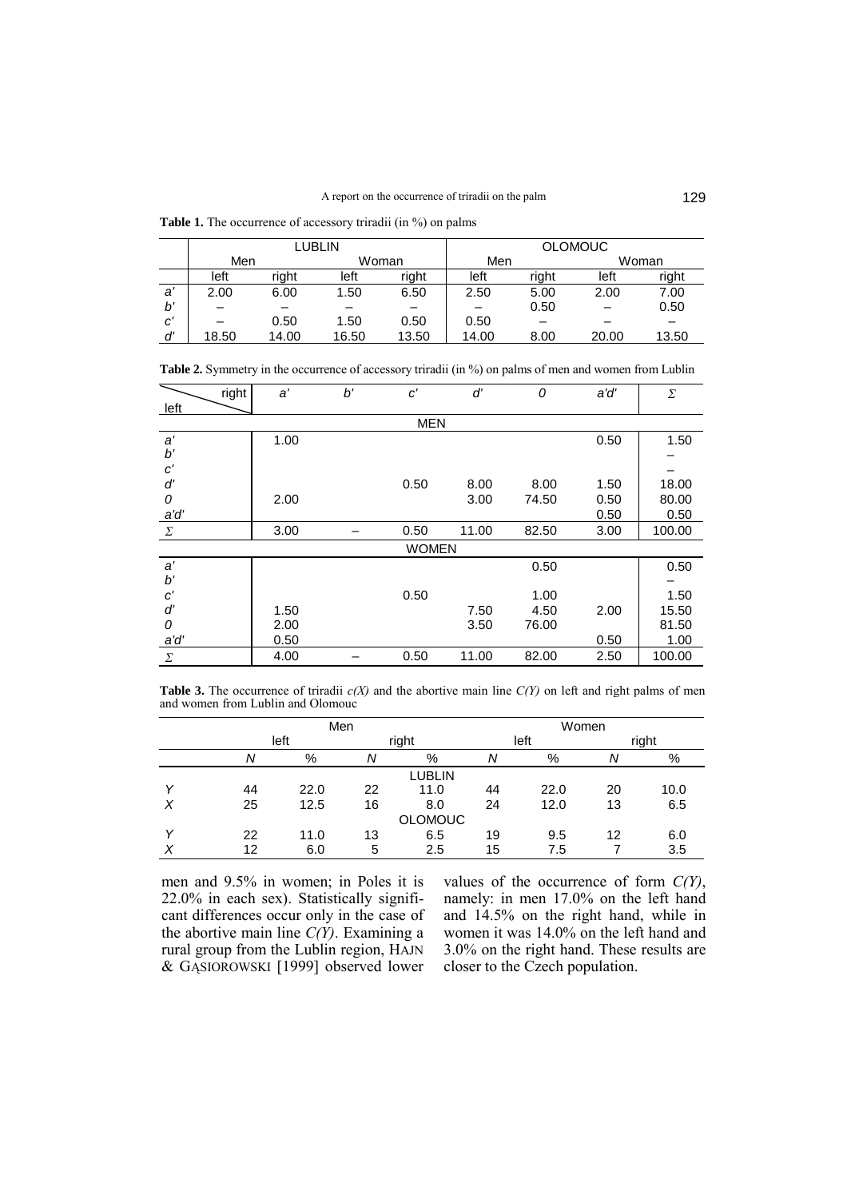**Table 1.** The occurrence of accessory triradii (in %) on palms

| | LUBLIN | | | | OLOMOUC | | | |
|---|---|---|---|---|---|---|---|---|
| | Men | | Woman | | Men | | Woman | |
| | left | right | left | right | left | right | left | right |
| *a'* | 2.00 | 6.00 | 1.50 | 6.50 | 2.50 | 5.00 | 2.00 | 7.00 |
| *b'* | – | – | – | – | – | 0.50 | – | 0.50 |
| *c'* | – | 0.50 | 1.50 | 0.50 | 0.50 | – | – | – |
| *d'* | 18.50 | 14.00 | 16.50 | 13.50 | 14.00 | 8.00 | 20.00 | 13.50 |

**Table 2.** Symmetry in the occurrence of accessory triradii (in %) on palms of men and women from Lublin

| left \ right | *a'* | *b'* | *c'* | *d'* | *0* | *a'd'* | Σ |
|---|---|---|---|---|---|---|---|
| | | | MEN | | | | |
| *a'* | 1.00 | | | | | 0.50 | 1.50 |
| *b'* | | | | | | | – |
| *c'* | | | | | | | – |
| *d'* | | | 0.50 | 8.00 | 8.00 | 1.50 | 18.00 |
| *0* | 2.00 | | | 3.00 | 74.50 | 0.50 | 80.00 |
| *a'd'* | | | | | | 0.50 | 0.50 |
| Σ | 3.00 | – | 0.50 | 11.00 | 82.50 | 3.00 | 100.00 |
| | | | WOMEN | | | | |
| *a'* | | | | | 0.50 | | 0.50 |
| *b'* | | | | | | | – |
| *c'* | | | 0.50 | | 1.00 | | 1.50 |
| *d'* | 1.50 | | | 7.50 | 4.50 | 2.00 | 15.50 |
| *0* | 2.00 | | | 3.50 | 76.00 | | 81.50 |
| *a'd'* | 0.50 | | | | | 0.50 | 1.00 |
| Σ | 4.00 | – | 0.50 | 11.00 | 82.00 | 2.50 | 100.00 |

**Table 3.** The occurrence of triradii *c(X)* and the abortive main line *C(Y)* on left and right palms of men and women from Lublin and Olomouc

| | Men | | | | Women | | | |
|---|---|---|---|---|---|---|---|---|
| | left | | right | | left | | right | |
| | *N* | % | *N* | % | *N* | % | *N* | % |
| | | | | LUBLIN | | | | |
| *Y* | 44 | 22.0 | 22 | 11.0 | 44 | 22.0 | 20 | 10.0 |
| *X* | 25 | 12.5 | 16 | 8.0 | 24 | 12.0 | 13 | 6.5 |
| | | | | OLOMOUC | | | | |
| *Y* | 22 | 11.0 | 13 | 6.5 | 19 | 9.5 | 12 | 6.0 |
| *X* | 12 | 6.0 | 5 | 2.5 | 15 | 7.5 | 7 | 3.5 |

men and 9.5% in women; in Poles it is 22.0% in each sex). Statistically significant differences occur only in the case of the abortive main line *C(Y)*. Examining a rural group from the Lublin region, HAJN & GĄSIOROWSKI [1999] observed lower values of the occurrence of form *C(Y)*, namely: in men 17.0% on the left hand and 14.5% on the right hand, while in women it was 14.0% on the left hand and 3.0% on the right hand. These results are closer to the Czech population.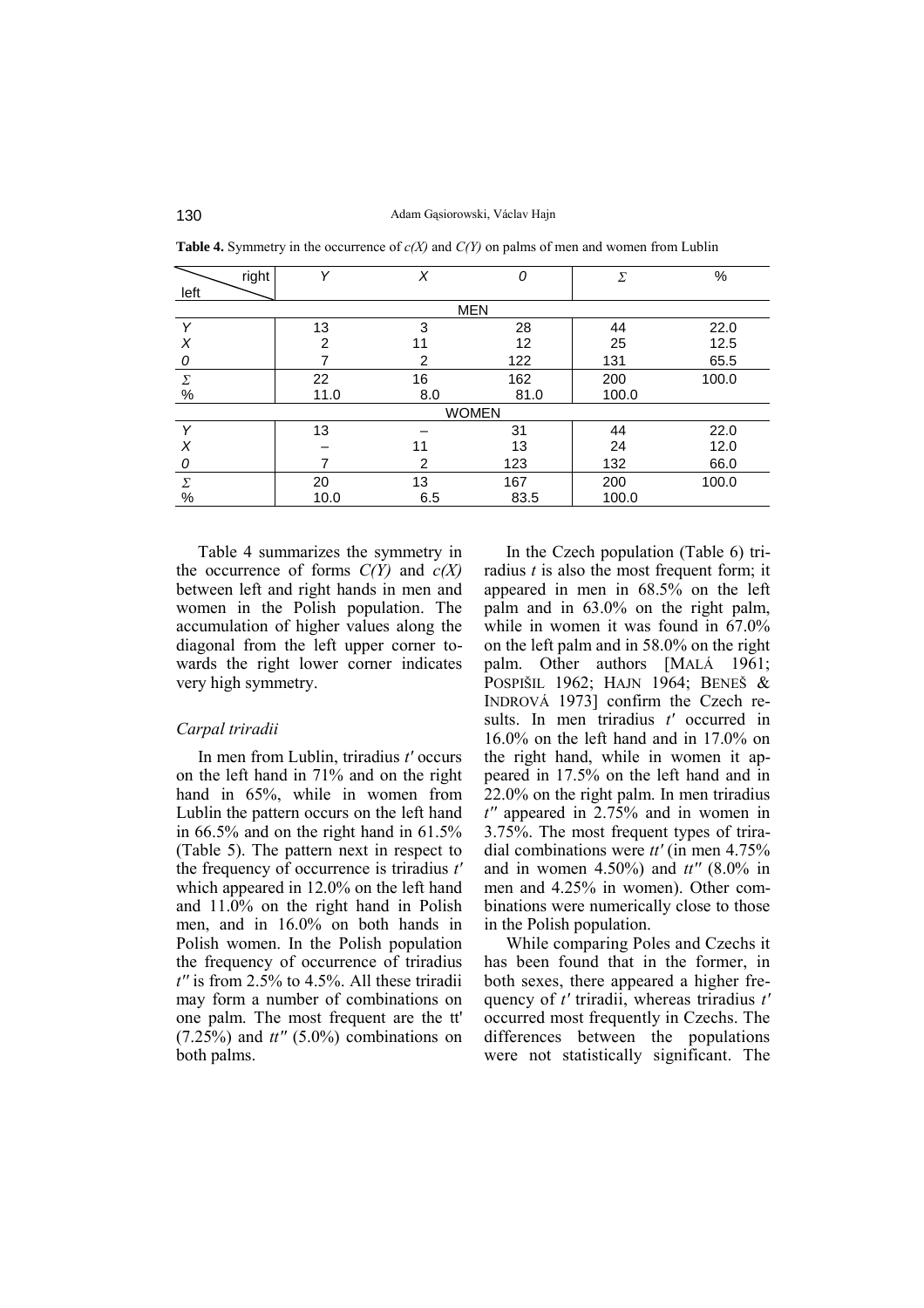**Table 4.** Symmetry in the occurrence of *c(X)* and *C(Y)* on palms of men and women from Lublin

| left \ right | *Y* | *X* | *0* | Σ | % |
|---|---|---|---|---|---|
| | | | MEN | | |
| *Y* | 13 | 3 | 28 | 44 | 22.0 |
| *X* | 2 | 11 | 12 | 25 | 12.5 |
| *0* | 7 | 2 | 122 | 131 | 65.5 |
| Σ | 22 | 16 | 162 | 200 | 100.0 |
| % | 11.0 | 8.0 | 81.0 | 100.0 | |
| | | | WOMEN | | |
| *Y* | 13 | – | 31 | 44 | 22.0 |
| *X* | – | 11 | 13 | 24 | 12.0 |
| *0* | 7 | 2 | 123 | 132 | 66.0 |
| Σ | 20 | 13 | 167 | 200 | 100.0 |
| % | 10.0 | 6.5 | 83.5 | 100.0 | |

Table 4 summarizes the symmetry in the occurrence of forms *C(Y)* and *c(X)* between left and right hands in men and women in the Polish population. The accumulation of higher values along the diagonal from the left upper corner towards the right lower corner indicates very high symmetry.

### *Carpal triradii*

In men from Lublin, triradius *t′* occurs on the left hand in 71% and on the right hand in 65%, while in women from Lublin the pattern occurs on the left hand in 66.5% and on the right hand in 61.5% (Table 5). The pattern next in respect to the frequency of occurrence is triradius *t′* which appeared in 12.0% on the left hand and 11.0% on the right hand in Polish men, and in 16.0% on both hands in Polish women. In the Polish population the frequency of occurrence of triradius *t″* is from 2.5% to 4.5%. All these triradii may form a number of combinations on one palm. The most frequent are the tt′ (7.25%) and *tt″* (5.0%) combinations on both palms.

In the Czech population (Table 6) triradius *t* is also the most frequent form; it appeared in men in 68.5% on the left palm and in 63.0% on the right palm, while in women it was found in 67.0% on the left palm and in 58.0% on the right palm. Other authors [MALÁ 1961; POSPIŠIL 1962; HAJN 1964; BENEŠ & INDROVÁ 1973] confirm the Czech results. In men triradius *t′* occurred in 16.0% on the left hand and in 17.0% on the right hand, while in women it appeared in 17.5% on the left hand and in 22.0% on the right palm. In men triradius *t″* appeared in 2.75% and in women in 3.75%. The most frequent types of triradial combinations were *tt′* (in men 4.75% and in women 4.50%) and *tt″* (8.0% in men and 4.25% in women). Other combinations were numerically close to those in the Polish population.

While comparing Poles and Czechs it has been found that in the former, in both sexes, there appeared a higher frequency of *t′* triradii, whereas triradius *t′* occurred most frequently in Czechs. The differences between the populations were not statistically significant. The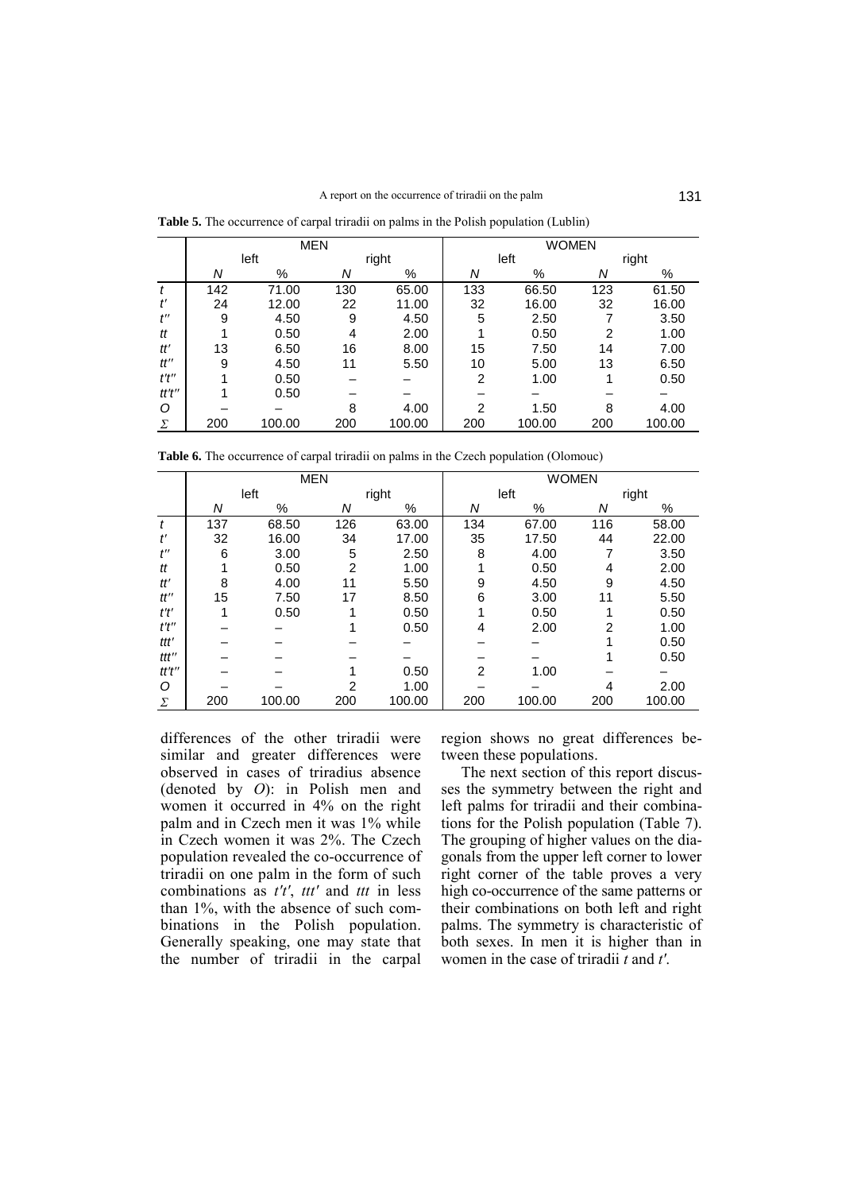**Table 5.** The occurrence of carpal triradii on palms in the Polish population (Lublin)

| | MEN | | | | WOMEN | | | |
|---|---|---|---|---|---|---|---|---|
| | left | | right | | left | | right | |
| | *N* | % | *N* | % | *N* | % | *N* | % |
| *t* | 142 | 71.00 | 130 | 65.00 | 133 | 66.50 | 123 | 61.50 |
| *t′* | 24 | 12.00 | 22 | 11.00 | 32 | 16.00 | 32 | 16.00 |
| *t″* | 9 | 4.50 | 9 | 4.50 | 5 | 2.50 | 7 | 3.50 |
| *tt* | 1 | 0.50 | 4 | 2.00 | 1 | 0.50 | 2 | 1.00 |
| *tt′* | 13 | 6.50 | 16 | 8.00 | 15 | 7.50 | 14 | 7.00 |
| *tt″* | 9 | 4.50 | 11 | 5.50 | 10 | 5.00 | 13 | 6.50 |
| *t′t″* | 1 | 0.50 | – | – | 2 | 1.00 | 1 | 0.50 |
| *tt′t″* | 1 | 0.50 | – | – | – | – | – | – |
| *O* | – | – | 8 | 4.00 | 2 | 1.50 | 8 | 4.00 |
| Σ | 200 | 100.00 | 200 | 100.00 | 200 | 100.00 | 200 | 100.00 |

**Table 6.** The occurrence of carpal triradii on palms in the Czech population (Olomouc)

| | MEN | | | | WOMEN | | | |
|---|---|---|---|---|---|---|---|---|
| | left | | right | | left | | right | |
| | *N* | % | *N* | % | *N* | % | *N* | % |
| *t* | 137 | 68.50 | 126 | 63.00 | 134 | 67.00 | 116 | 58.00 |
| *t′* | 32 | 16.00 | 34 | 17.00 | 35 | 17.50 | 44 | 22.00 |
| *t″* | 6 | 3.00 | 5 | 2.50 | 8 | 4.00 | 7 | 3.50 |
| *tt* | 1 | 0.50 | 2 | 1.00 | 1 | 0.50 | 4 | 2.00 |
| *tt′* | 8 | 4.00 | 11 | 5.50 | 9 | 4.50 | 9 | 4.50 |
| *tt″* | 15 | 7.50 | 17 | 8.50 | 6 | 3.00 | 11 | 5.50 |
| *t′t′* | 1 | 0.50 | 1 | 0.50 | 1 | 0.50 | 1 | 0.50 |
| *t′t″* | – | – | 1 | 0.50 | 4 | 2.00 | 2 | 1.00 |
| *ttt′* | – | – | – | – | – | – | 1 | 0.50 |
| *ttt″* | – | – | – | – | – | – | 1 | 0.50 |
| *tt′t″* | – | – | 1 | 0.50 | 2 | 1.00 | – | – |
| *O* | – | – | 2 | 1.00 | – | – | 4 | 2.00 |
| Σ | 200 | 100.00 | 200 | 100.00 | 200 | 100.00 | 200 | 100.00 |

differences of the other triradii were similar and greater differences were observed in cases of triradius absence (denoted by *O*): in Polish men and women it occurred in 4% on the right palm and in Czech men it was 1% while in Czech women it was 2%. The Czech population revealed the co-occurrence of triradii on one palm in the form of such combinations as *t′t′*, *ttt′* and *ttt* in less than 1%, with the absence of such combinations in the Polish population. Generally speaking, one may state that the number of triradii in the carpal region shows no great differences between these populations.

The next section of this report discusses the symmetry between the right and left palms for triradii and their combinations for the Polish population (Table 7). The grouping of higher values on the diagonals from the upper left corner to lower right corner of the table proves a very high co-occurrence of the same patterns or their combinations on both left and right palms. The symmetry is characteristic of both sexes. In men it is higher than in women in the case of triradii *t* and *t′*.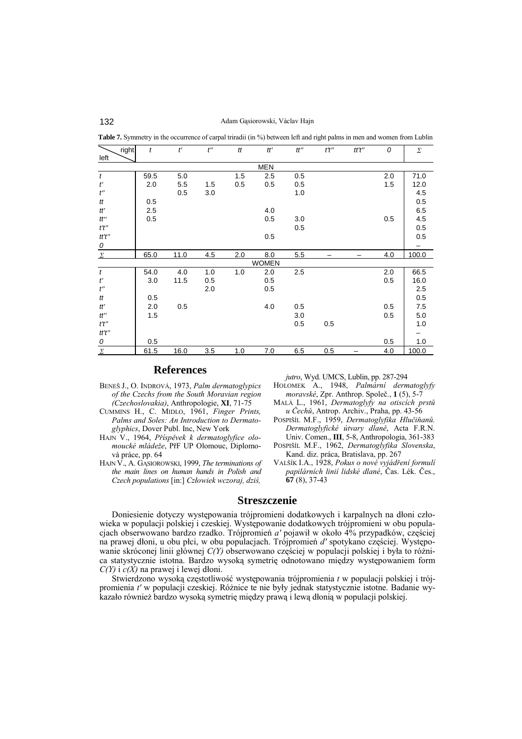**Table 7.** Symmetry in the occurrence of carpal triradii (in %) between left and right palms in men and women from Lublin

| left \ right | *t* | *t′* | *t″* | *tt* | *tt′* | *tt″* | *t′t″* | *tt′t″* | *0* | Σ |
|---|---|---|---|---|---|---|---|---|---|---|
| | | | | | MEN | | | | | |
| *t* | 59.5 | 5.0 | | 1.5 | 2.5 | 0.5 | | | 2.0 | 71.0 |
| *t′* | 2.0 | 5.5 | 1.5 | 0.5 | 0.5 | 0.5 | | | 1.5 | 12.0 |
| *t″* | | 0.5 | 3.0 | | | 1.0 | | | | 4.5 |
| *tt* | 0.5 | | | | | | | | | 0.5 |
| *tt′* | 2.5 | | | | 4.0 | | | | | 6.5 |
| *tt″* | 0.5 | | | | 0.5 | 3.0 | | | 0.5 | 4.5 |
| *t′t″* | | | | | | 0.5 | | | | 0.5 |
| *tt′t″* | | | | | 0.5 | | | | | 0.5 |
| *0* | | | | | | | | | | – |
| Σ | 65.0 | 11.0 | 4.5 | 2.0 | 8.0 | 5.5 | – | – | 4.0 | 100.0 |
| | | | | | WOMEN | | | | | |
| *t* | 54.0 | 4.0 | 1.0 | 1.0 | 2.0 | 2.5 | | | 2.0 | 66.5 |
| *t′* | 3.0 | 11.5 | 0.5 | | 0.5 | | | | 0.5 | 16.0 |
| *t″* | | | 2.0 | | 0.5 | | | | | 2.5 |
| *tt* | 0.5 | | | | | | | | | 0.5 |
| *tt′* | 2.0 | 0.5 | | | 4.0 | 0.5 | | | 0.5 | 7.5 |
| *tt″* | 1.5 | | | | | 3.0 | | | 0.5 | 5.0 |
| *t′t″* | | | | | | 0.5 | 0.5 | | | 1.0 |
| *tt′t″* | | | | | | | | | | – |
| *0* | 0.5 | | | | | | | | 0.5 | 1.0 |
| Σ | 61.5 | 16.0 | 3.5 | 1.0 | 7.0 | 6.5 | 0.5 | – | 4.0 | 100.0 |

## References

BENEŠ J., O. INDROVÁ, 1973, *Palm dermatoglypics of the Czechs from the South Moravian region (Czechoslovakia)*, Anthropologie, **XI**, 71-75

CUMMINS H., C. MIDLO, 1961, *Finger Prints, Palms and Soles: An Introduction to Dermatoglyphics*, Dover Publ. Inc, New York

HAJN V., 1964, *Příspěvek k dermatoglyfice olomoucké mládeže*, PřF UP Olomouc, Diplomová práce, pp. 64

HAJN V., A. GĄSIOROWSKI, 1999, *The terminations of the main lines on human hands in Polish and Czech populations* [in:] *Człowiek wczoraj, dziś, jutro*, Wyd. UMCS, Lublin, pp. 287-294

HOLOMEK A., 1948, *Palmární dermatoglyfy moravské*, Zpr. Anthrop. Společ., **1** (5), 5-7

MALÁ L., 1961, *Dermatoglyfy na otiscích prstů u Čechů*, Antrop. Archiv., Praha, pp. 43-56

POSPIŠÍL M.F., 1959, *Dermatoglyfika Hlučiňanů. Dermatoglyfické útvary dlaně*, Acta F.R.N. Univ. Comen., **III**, 5-8, Anthropologia, 361-383

POSPIŠÍL M.F., 1962, *Dermatoglyfika Slovenska*, Kand. diz. práca, Bratislava, pp. 267

VALŠÍK I.A., 1928, *Pokus o nové vyjádření formulí papilárních linií lidské dlaně*, Čas. Lék. Čes., **67** (8), 37-43

## Streszczenie

Doniesienie dotyczy występowania trójpromieni dodatkowych i karpalnych na dłoni człowieka w populacji polskiej i czeskiej. Występowanie dodatkowych trójpromieni w obu populacjach obserwowano bardzo rzadko. Trójpromień *a′* pojawił w około 4% przypadków, częściej na prawej dłoni, u obu płci, w obu populacjach. Trójpromień *d′* spotykano częściej. Występowanie skróconej linii głównej *C(Y)* obserwowano częściej w populacji polskiej i była to różnica statystycznie istotna. Bardzo wysoką symetrię odnotowano między występowaniem form *C(Y)* i *c(X)* na prawej i lewej dłoni.

Stwierdzono wysoką częstotliwość występowania trójpromienia *t* w populacji polskiej i trójpromienia *t′* w populacji czeskiej. Różnice te nie były jednak statystycznie istotne. Badanie wykazało również bardzo wysoką symetrię między prawą i lewą dłonią w populacji polskiej.